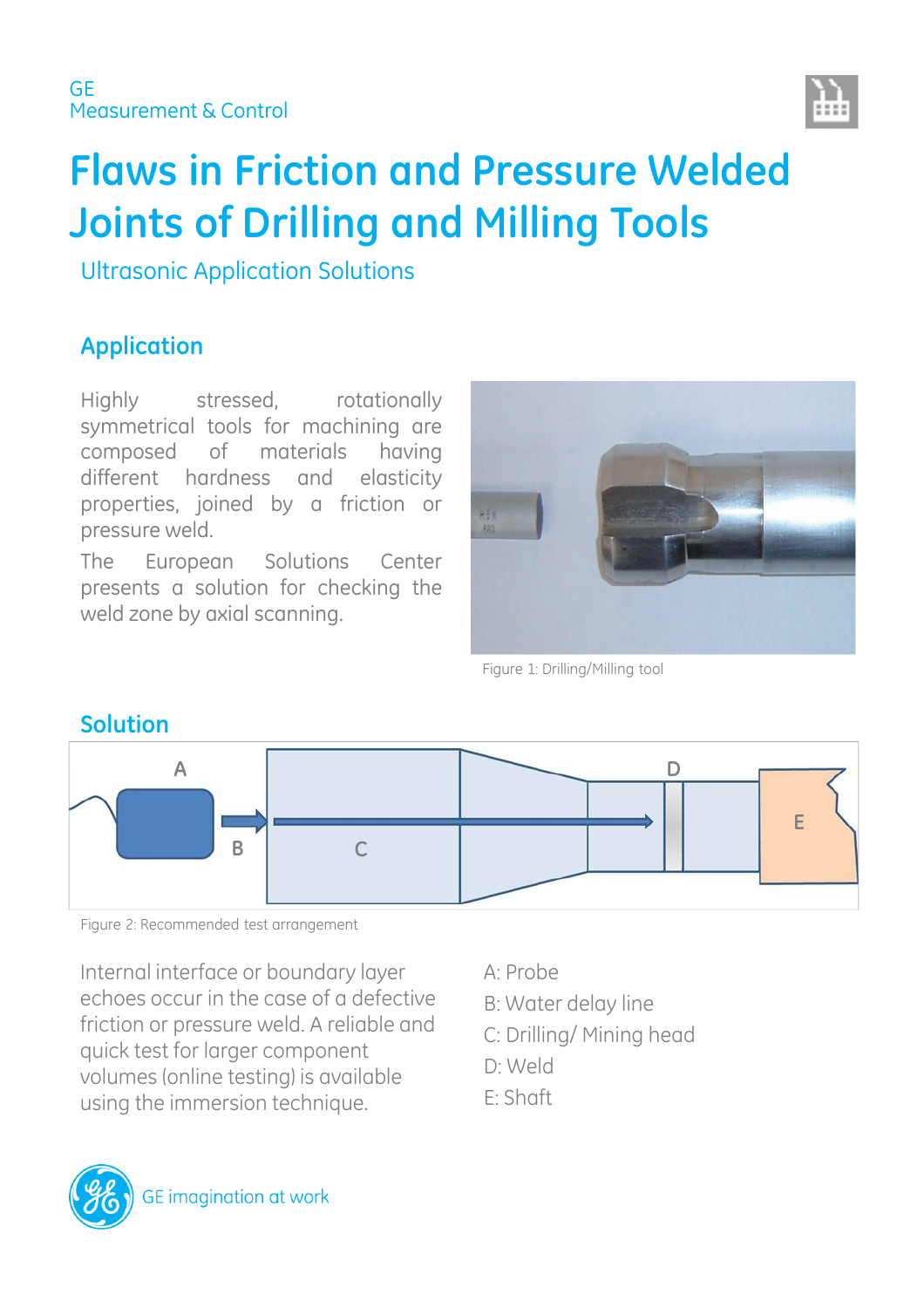GE
Measurement & Control

# Flaws in Friction and Pressure Welded Joints of Drilling and Milling Tools

Ultrasonic Application Solutions

## Application

Highly stressed, rotationally symmetrical tools for machining are composed of materials having different hardness and elasticity properties, joined by a friction or pressure weld.

The European Solutions Center presents a solution for checking the weld zone by axial scanning.

Figure 1: Drilling/Milling tool

## Solution

Figure 2: Recommended test arrangement

Internal interface or boundary layer echoes occur in the case of a defective friction or pressure weld. A reliable and quick test for larger component volumes (online testing) is available using the immersion technique.

A: Probe
B: Water delay line
C: Drilling/ Mining head
D: Weld
E: Shaft

GE imagination at work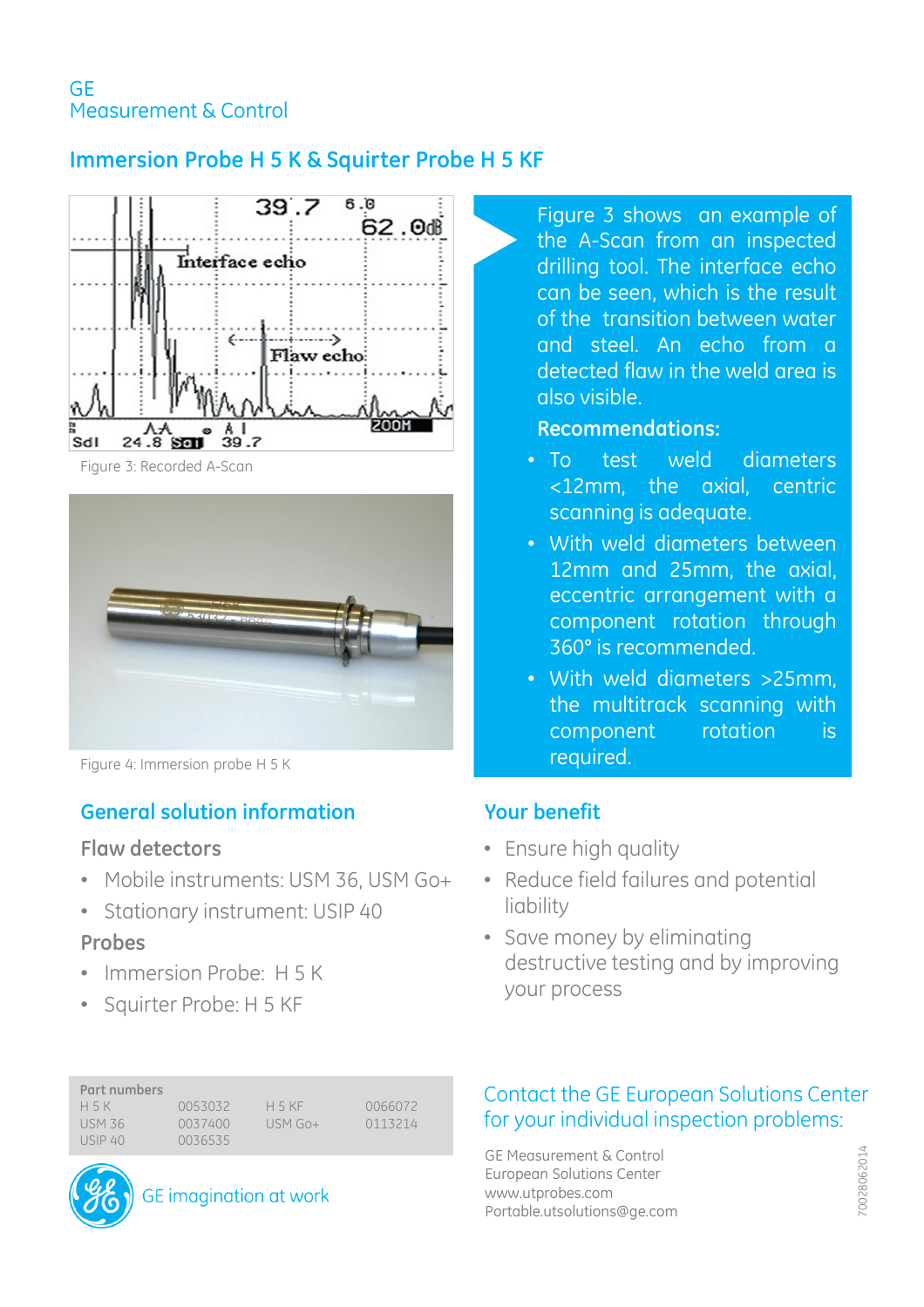GE
Measurement & Control

# Immersion Probe H 5 K & Squirter Probe H 5 KF

39.7
6.0
62.0dB
Interface echo
Flaw echo
200H
Sdl 24.8 Sdl 39.7

Figure 3: Recorded A-Scan

Figure 4: Immersion probe H 5 K

Figure 3 shows an example of the A-Scan from an inspected drilling tool. The interface echo can be seen, which is the result of the transition between water and steel. An echo from a detected flaw in the weld area is also visible.

**Recommendations:**

- To test weld diameters <12mm, the axial, centric scanning is adequate.
- With weld diameters between 12mm and 25mm, the axial, eccentric arrangement with a component rotation through 360° is recommended.
- With weld diameters >25mm, the multitrack scanning with component rotation is required.

## General solution information

### Flaw detectors

- Mobile instruments: USM 36, USM Go+
- Stationary instrument: USIP 40

### Probes

- Immersion Probe: H 5 K
- Squirter Probe: H 5 KF

## Your benefit

- Ensure high quality
- Reduce field failures and potential liability
- Save money by eliminating destructive testing and by improving your process

**Part numbers**

| | | | |
|---|---|---|---|
| H 5 K | 0053032 | H 5 KF | 0066072 |
| USM 36 | 0037400 | USM Go+ | 0113214 |
| USIP 40 | 0036535 | | |

GE imagination at work

Contact the GE European Solutions Center for your individual inspection problems:

GE Measurement & Control
European Solutions Center
www.utprobes.com
Portable.utsolutions@ge.com

70028062014